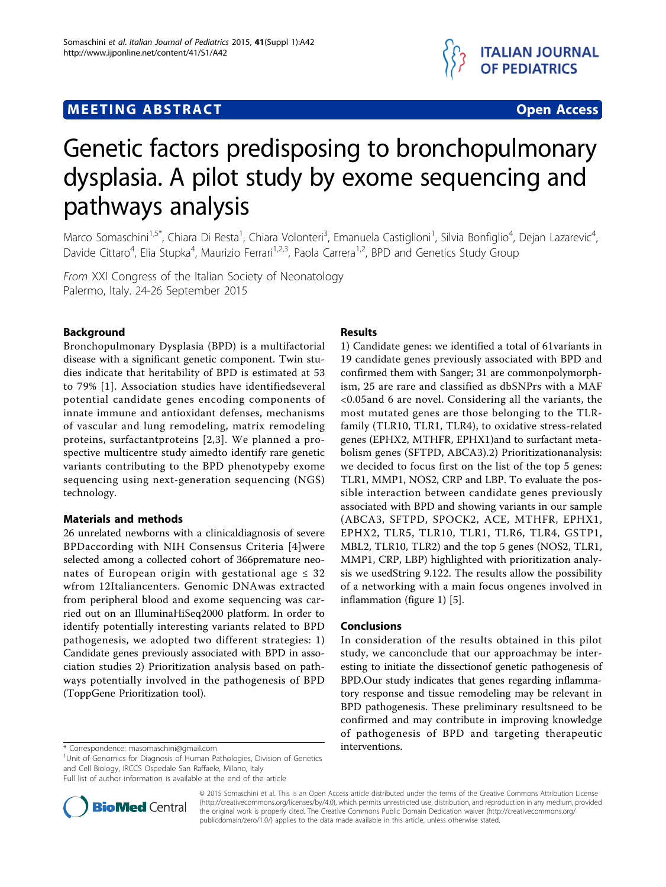**MEETING ABSTRACT** **Open Access**

# Genetic factors predisposing to bronchopulmonary dysplasia. A pilot study by exome sequencing and pathways analysis

Marco Somaschini[1,5*], Chiara Di Resta[1], Chiara Volonteri[3], Emanuela Castiglioni[1], Silvia Bonfiglio[4], Dejan Lazarevic[4], Davide Cittaro[4], Elia Stupka[4], Maurizio Ferrari[1,2,3], Paola Carrera[1,2], BPD and Genetics Study Group

*From* XXI Congress of the Italian Society of Neonatology
Palermo, Italy. 24-26 September 2015

## Background

Bronchopulmonary Dysplasia (BPD) is a multifactorial disease with a significant genetic component. Twin studies indicate that heritability of BPD is estimated at 53 to 79% [1]. Association studies have identifiedseveral potential candidate genes encoding components of innate immune and antioxidant defenses, mechanisms of vascular and lung remodeling, matrix remodeling proteins, surfactantproteins [2,3]. We planned a prospective multicentre study aimedto identify rare genetic variants contributing to the BPD phenotypeby exome sequencing using next-generation sequencing (NGS) technology.

## Materials and methods

26 unrelated newborns with a clinicaldiagnosis of severe BPDaccording with NIH Consensus Criteria [4]were selected among a collected cohort of 366premature neonates of European origin with gestational age ≤ 32 wfrom 12Italiancenters. Genomic DNAwas extracted from peripheral blood and exome sequencing was carried out on an IlluminaHiSeq2000 platform. In order to identify potentially interesting variants related to BPD pathogenesis, we adopted two different strategies: 1) Candidate genes previously associated with BPD in association studies 2) Prioritization analysis based on pathways potentially involved in the pathogenesis of BPD (ToppGene Prioritization tool).

## Results

1) Candidate genes: we identified a total of 61variants in 19 candidate genes previously associated with BPD and confirmed them with Sanger; 31 are commonpolymorphism, 25 are rare and classified as dbSNPrs with a MAF <0.05and 6 are novel. Considering all the variants, the most mutated genes are those belonging to the TLR-family (TLR10, TLR1, TLR4), to oxidative stress-related genes (EPHX2, MTHFR, EPHX1)and to surfactant metabolism genes (SFTPD, ABCA3).2) Prioritizationanalysis: we decided to focus first on the list of the top 5 genes: TLR1, MMP1, NOS2, CRP and LBP. To evaluate the possible interaction between candidate genes previously associated with BPD and showing variants in our sample (ABCA3, SFTPD, SPOCK2, ACE, MTHFR, EPHX1, EPHX2, TLR5, TLR10, TLR1, TLR6, TLR4, GSTP1, MBL2, TLR10, TLR2) and the top 5 genes (NOS2, TLR1, MMP1, CRP, LBP) highlighted with prioritization analysis we usedString 9.122. The results allow the possibility of a networking with a main focus ongenes involved in inflammation (figure 1) [5].

## Conclusions

In consideration of the results obtained in this pilot study, we canconclude that our approachmay be interesting to initiate the dissectionof genetic pathogenesis of BPD.Our study indicates that genes regarding inflammatory response and tissue remodeling may be relevant in BPD pathogenesis. These preliminary resultsneed to be confirmed and may contribute in improving knowledge of pathogenesis of BPD and targeting therapeutic interventions.

\* Correspondence: masomaschini@gmail.com
[1]Unit of Genomics for Diagnosis of Human Pathologies, Division of Genetics and Cell Biology, IRCCS Ospedale San Raffaele, Milano, Italy
Full list of author information is available at the end of the article

© 2015 Somaschini et al. This is an Open Access article distributed under the terms of the Creative Commons Attribution License (http://creativecommons.org/licenses/by/4.0), which permits unrestricted use, distribution, and reproduction in any medium, provided the original work is properly cited. The Creative Commons Public Domain Dedication waiver (http://creativecommons.org/publicdomain/zero/1.0/) applies to the data made available in this article, unless otherwise stated.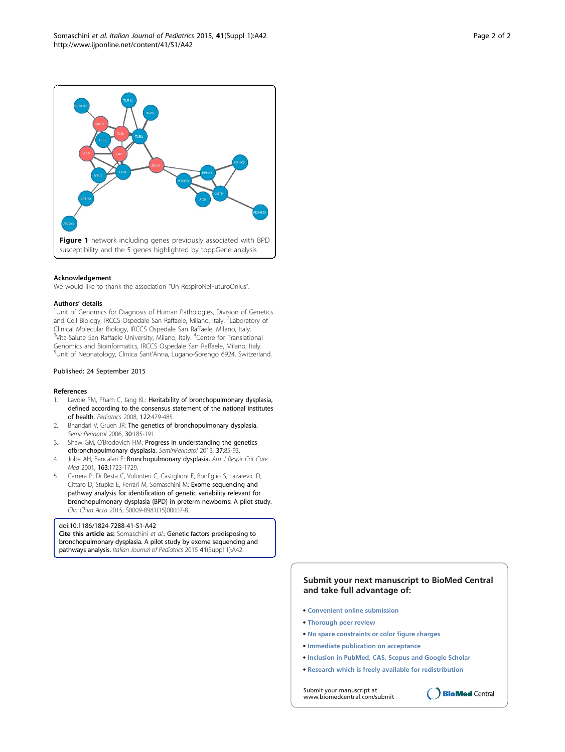SPOCK2

TLR10

TLR6

MMP1

TLR1

TLR5

TLR2

CRP

LBP

NOS2

EPHX2

MBL2

TLR4

EPHX1

MTHFR

GSTP1

ACE

SFTPB

ADAM33

ABCA3

**Figure 1** network including genes previously associated with BPD susceptibility and the 5 genes highlighted by toppGene analysis

### Acknowledgement

We would like to thank the association "Un RespiroNelFuturoOnlus".

### Authors' details

[1]Unit of Genomics for Diagnosis of Human Pathologies, Division of Genetics and Cell Biology, IRCCS Ospedale San Raffaele, Milano, Italy. [2]Laboratory of Clinical Molecular Biology, IRCCS Ospedale San Raffaele, Milano, Italy. [3]Vita-Salute San Raffaele University, Milano, Italy. [4]Centre for Translational Genomics and Bioinformatics, IRCCS Ospedale San Raffaele, Milano, Italy. [5]Unit of Neonatology, Clinica Sant'Anna, Lugano-Sorengo 6924, Switzerland.

Published: 24 September 2015

### References

1. Lavoie PM, Pham C, Jang KL: Heritability of bronchopulmonary dysplasia, defined according to the consensus statement of the national institutes of health. *Pediatrics* 2008, **122**:479-485.
2. Bhandari V, Gruen JR: The genetics of bronchopulmonary dysplasia. *SeminPerinatol* 2006, **30**:185-191.
3. Shaw GM, O'Brodovich HM: Progress in understanding the genetics ofbronchopulmonary dysplasia. *SeminPerinatol* 2013, **37**:85-93.
4. Jobe AH, Bancalari E: Bronchopulmonary dysplasia. *Am J Respir Crit Care Med* 2001, **163**:1723-1729.
5. Carrera P, Di Resta C, Volonteri C, Castiglioni E, Bonfiglio S, Lazarevic D, Cittaro D, Stupka E, Ferrari M, Somaschini M: Exome sequencing and pathway analysis for identification of genetic variability relevant for bronchopulmonary dysplasia (BPD) in preterm newborns: A pilot study. *Clin Chim Acta* 2015, S0009-8981(15)00007-8.

doi:10.1186/1824-7288-41-S1-A42
**Cite this article as:** Somaschini *et al.*: Genetic factors predisposing to bronchopulmonary dysplasia. A pilot study by exome sequencing and pathways analysis. *Italian Journal of Pediatrics* 2015 **41**(Suppl 1):A42.

**Submit your next manuscript to BioMed Central and take full advantage of:**

- Convenient online submission
- Thorough peer review
- No space constraints or color figure charges
- Immediate publication on acceptance
- Inclusion in PubMed, CAS, Scopus and Google Scholar
- Research which is freely available for redistribution

Submit your manuscript at
www.biomedcentral.com/submit